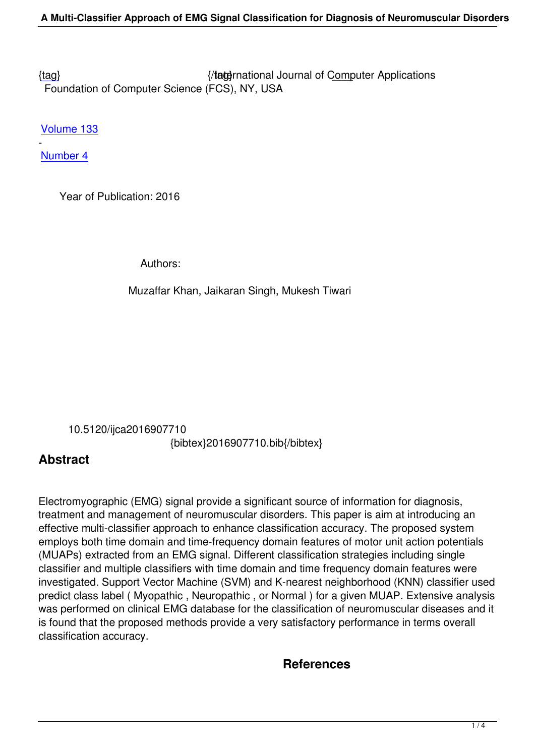{tag} {/tag} International Journal of Computer Applications
Foundation of Computer Science (FCS), NY, USA

Volume 133
-
Number 4

Year of Publication: 2016

Authors:

Muzaffar Khan, Jaikaran Singh, Mukesh Tiwari

10.5120/ijca2016907710
{bibtex}2016907710.bib{/bibtex}

## Abstract

Electromyographic (EMG) signal provide a significant source of information for diagnosis, treatment and management of neuromuscular disorders. This paper is aim at introducing an effective multi-classifier approach to enhance classification accuracy. The proposed system employs both time domain and time-frequency domain features of motor unit action potentials (MUAPs) extracted from an EMG signal. Different classification strategies including single classifier and multiple classifiers with time domain and time frequency domain features were investigated. Support Vector Machine (SVM) and K-nearest neighborhood (KNN) classifier used predict class label ( Myopathic , Neuropathic , or Normal ) for a given MUAP. Extensive analysis was performed on clinical EMG database for the classification of neuromuscular diseases and it is found that the proposed methods provide a very satisfactory performance in terms overall classification accuracy.

## References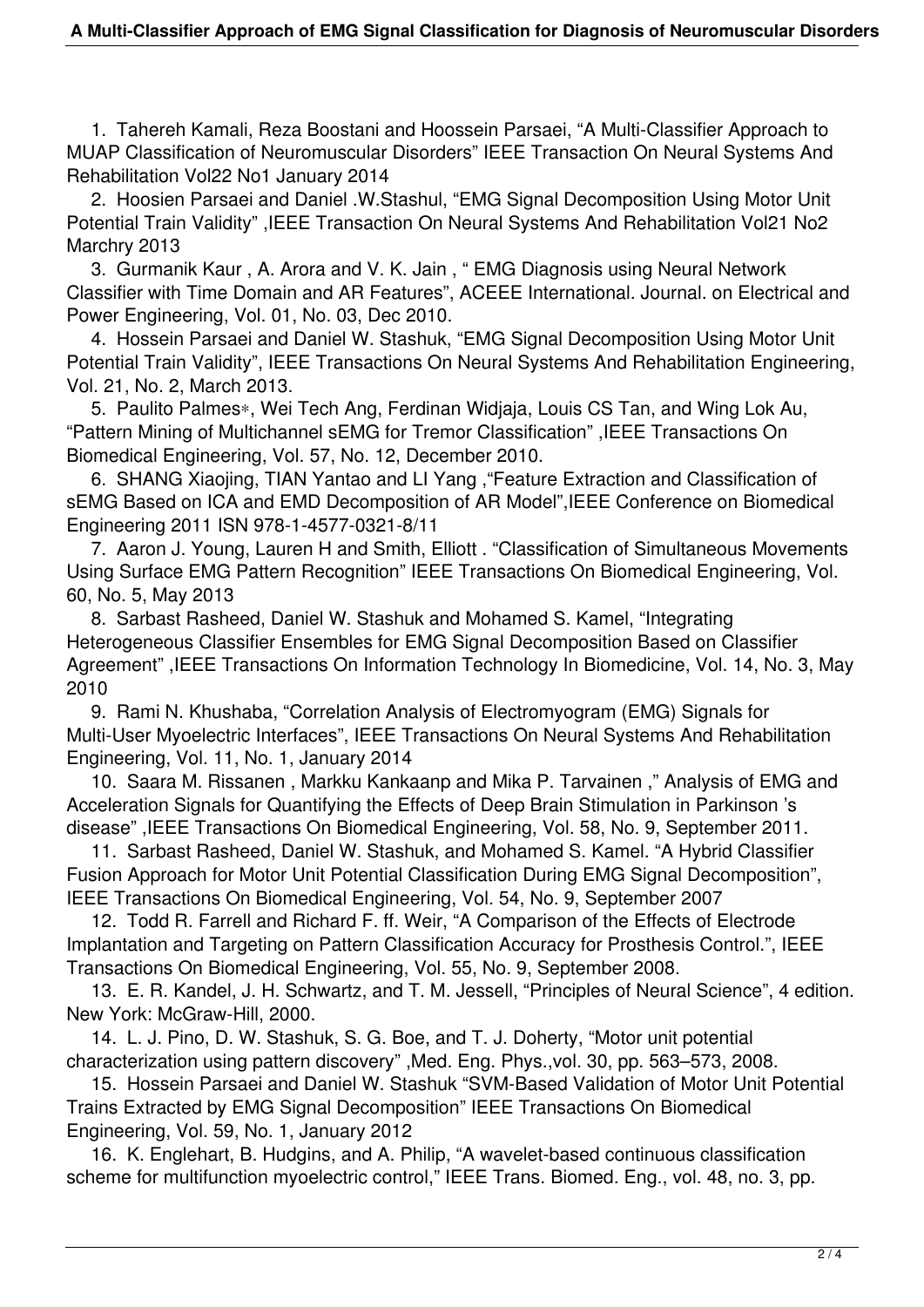1. Tahereh Kamali, Reza Boostani and Hoossein Parsaei, “A Multi-Classifier Approach to MUAP Classification of Neuromuscular Disorders” IEEE Transaction On Neural Systems And Rehabilitation Vol22 No1 January 2014
2. Hoosien Parsaei and Daniel .W.Stashul, “EMG Signal Decomposition Using Motor Unit Potential Train Validity” ,IEEE Transaction On Neural Systems And Rehabilitation Vol21 No2 Marchry 2013
3. Gurmanik Kaur , A. Arora and V. K. Jain , “ EMG Diagnosis using Neural Network Classifier with Time Domain and AR Features”, ACEEE International. Journal. on Electrical and Power Engineering, Vol. 01, No. 03, Dec 2010.
4. Hossein Parsaei and Daniel W. Stashuk, “EMG Signal Decomposition Using Motor Unit Potential Train Validity”, IEEE Transactions On Neural Systems And Rehabilitation Engineering, Vol. 21, No. 2, March 2013.
5. Paulito Palmes*, Wei Tech Ang, Ferdinan Widjaja, Louis CS Tan, and Wing Lok Au, “Pattern Mining of Multichannel sEMG for Tremor Classification” ,IEEE Transactions On Biomedical Engineering, Vol. 57, No. 12, December 2010.
6. SHANG Xiaojing, TIAN Yantao and LI Yang ,“Feature Extraction and Classification of sEMG Based on ICA and EMD Decomposition of AR Model”,IEEE Conference on Biomedical Engineering 2011 ISN 978-1-4577-0321-8/11
7. Aaron J. Young, Lauren H and Smith, Elliott . “Classification of Simultaneous Movements Using Surface EMG Pattern Recognition” IEEE Transactions On Biomedical Engineering, Vol. 60, No. 5, May 2013
8. Sarbast Rasheed, Daniel W. Stashuk and Mohamed S. Kamel, “Integrating Heterogeneous Classifier Ensembles for EMG Signal Decomposition Based on Classifier Agreement” ,IEEE Transactions On Information Technology In Biomedicine, Vol. 14, No. 3, May 2010
9. Rami N. Khushaba, “Correlation Analysis of Electromyogram (EMG) Signals for Multi-User Myoelectric Interfaces”, IEEE Transactions On Neural Systems And Rehabilitation Engineering, Vol. 11, No. 1, January 2014
10. Saara M. Rissanen , Markku Kankaanp and Mika P. Tarvainen ,” Analysis of EMG and Acceleration Signals for Quantifying the Effects of Deep Brain Stimulation in Parkinson ’s disease” ,IEEE Transactions On Biomedical Engineering, Vol. 58, No. 9, September 2011.
11. Sarbast Rasheed, Daniel W. Stashuk, and Mohamed S. Kamel. “A Hybrid Classifier Fusion Approach for Motor Unit Potential Classification During EMG Signal Decomposition”, IEEE Transactions On Biomedical Engineering, Vol. 54, No. 9, September 2007
12. Todd R. Farrell and Richard F. ff. Weir, “A Comparison of the Effects of Electrode Implantation and Targeting on Pattern Classification Accuracy for Prosthesis Control.”, IEEE Transactions On Biomedical Engineering, Vol. 55, No. 9, September 2008.
13. E. R. Kandel, J. H. Schwartz, and T. M. Jessell, “Principles of Neural Science”, 4 edition. New York: McGraw-Hill, 2000.
14. L. J. Pino, D. W. Stashuk, S. G. Boe, and T. J. Doherty, “Motor unit potential characterization using pattern discovery” ,Med. Eng. Phys.,vol. 30, pp. 563–573, 2008.
15. Hossein Parsaei and Daniel W. Stashuk “SVM-Based Validation of Motor Unit Potential Trains Extracted by EMG Signal Decomposition” IEEE Transactions On Biomedical Engineering, Vol. 59, No. 1, January 2012
16. K. Englehart, B. Hudgins, and A. Philip, “A wavelet-based continuous classification scheme for multifunction myoelectric control,” IEEE Trans. Biomed. Eng., vol. 48, no. 3, pp.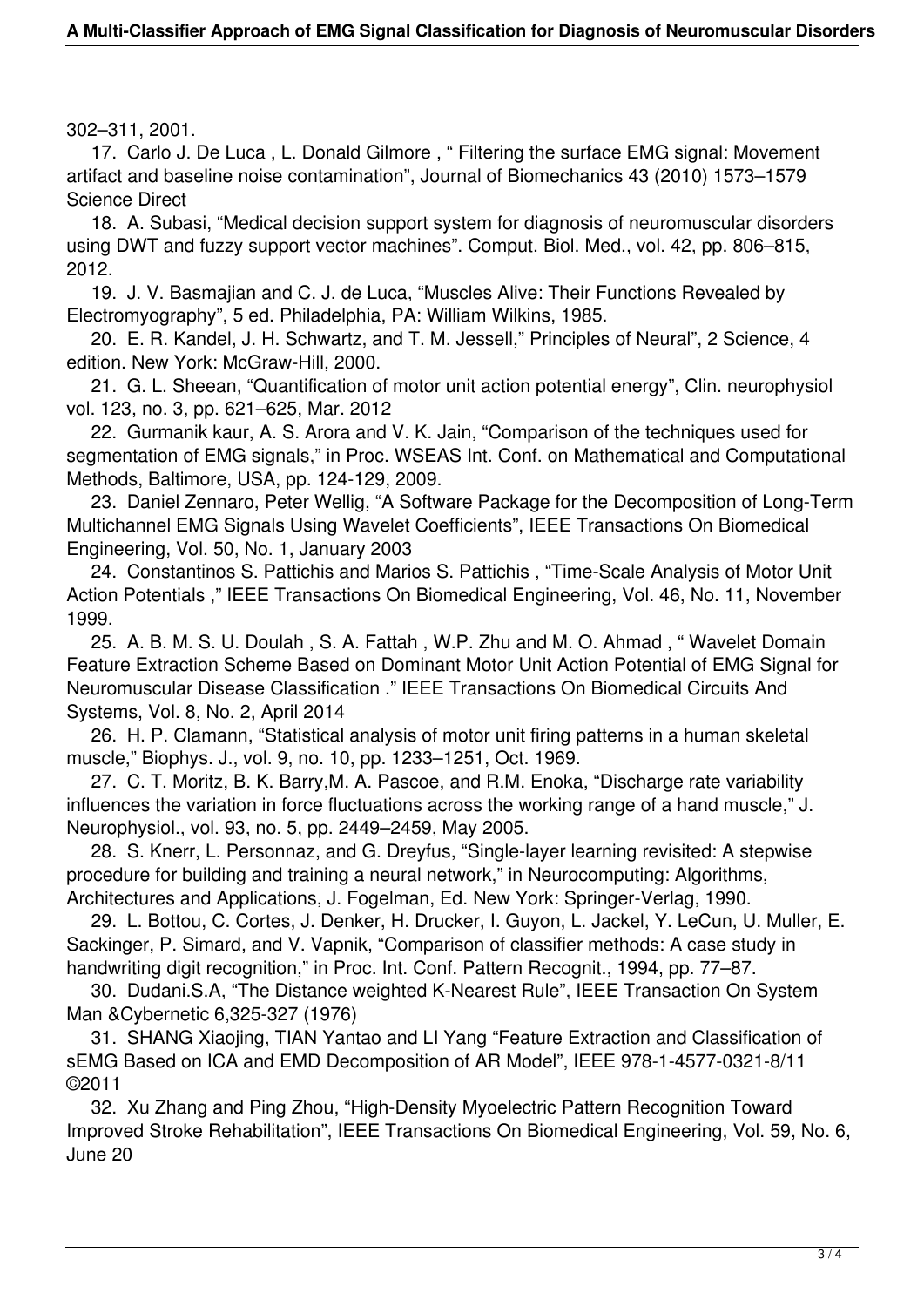302–311, 2001.

17. Carlo J. De Luca , L. Donald Gilmore , " Filtering the surface EMG signal: Movement artifact and baseline noise contamination", Journal of Biomechanics 43 (2010) 1573–1579 Science Direct

18. A. Subasi, "Medical decision support system for diagnosis of neuromuscular disorders using DWT and fuzzy support vector machines". Comput. Biol. Med., vol. 42, pp. 806–815, 2012.

19. J. V. Basmajian and C. J. de Luca, "Muscles Alive: Their Functions Revealed by Electromyography", 5 ed. Philadelphia, PA: William Wilkins, 1985.

20. E. R. Kandel, J. H. Schwartz, and T. M. Jessell," Principles of Neural", 2 Science, 4 edition. New York: McGraw-Hill, 2000.

21. G. L. Sheean, "Quantification of motor unit action potential energy", Clin. neurophysiol vol. 123, no. 3, pp. 621–625, Mar. 2012

22. Gurmanik kaur, A. S. Arora and V. K. Jain, "Comparison of the techniques used for segmentation of EMG signals," in Proc. WSEAS Int. Conf. on Mathematical and Computational Methods, Baltimore, USA, pp. 124-129, 2009.

23. Daniel Zennaro, Peter Wellig, "A Software Package for the Decomposition of Long-Term Multichannel EMG Signals Using Wavelet Coefficients", IEEE Transactions On Biomedical Engineering, Vol. 50, No. 1, January 2003

24. Constantinos S. Pattichis and Marios S. Pattichis , "Time-Scale Analysis of Motor Unit Action Potentials ," IEEE Transactions On Biomedical Engineering, Vol. 46, No. 11, November 1999.

25. A. B. M. S. U. Doulah , S. A. Fattah , W.P. Zhu and M. O. Ahmad , " Wavelet Domain Feature Extraction Scheme Based on Dominant Motor Unit Action Potential of EMG Signal for Neuromuscular Disease Classification ." IEEE Transactions On Biomedical Circuits And Systems, Vol. 8, No. 2, April 2014

26. H. P. Clamann, "Statistical analysis of motor unit firing patterns in a human skeletal muscle," Biophys. J., vol. 9, no. 10, pp. 1233–1251, Oct. 1969.

27. C. T. Moritz, B. K. Barry,M. A. Pascoe, and R.M. Enoka, "Discharge rate variability influences the variation in force fluctuations across the working range of a hand muscle," J. Neurophysiol., vol. 93, no. 5, pp. 2449–2459, May 2005.

28. S. Knerr, L. Personnaz, and G. Dreyfus, "Single-layer learning revisited: A stepwise procedure for building and training a neural network," in Neurocomputing: Algorithms, Architectures and Applications, J. Fogelman, Ed. New York: Springer-Verlag, 1990.

29. L. Bottou, C. Cortes, J. Denker, H. Drucker, I. Guyon, L. Jackel, Y. LeCun, U. Muller, E. Sackinger, P. Simard, and V. Vapnik, "Comparison of classifier methods: A case study in handwriting digit recognition," in Proc. Int. Conf. Pattern Recognit., 1994, pp. 77–87.

30. Dudani.S.A, "The Distance weighted K-Nearest Rule", IEEE Transaction On System Man &Cybernetic 6,325-327 (1976)

31. SHANG Xiaojing, TIAN Yantao and LI Yang "Feature Extraction and Classification of sEMG Based on ICA and EMD Decomposition of AR Model", IEEE 978-1-4577-0321-8/11 ©2011

32. Xu Zhang and Ping Zhou, "High-Density Myoelectric Pattern Recognition Toward Improved Stroke Rehabilitation", IEEE Transactions On Biomedical Engineering, Vol. 59, No. 6, June 20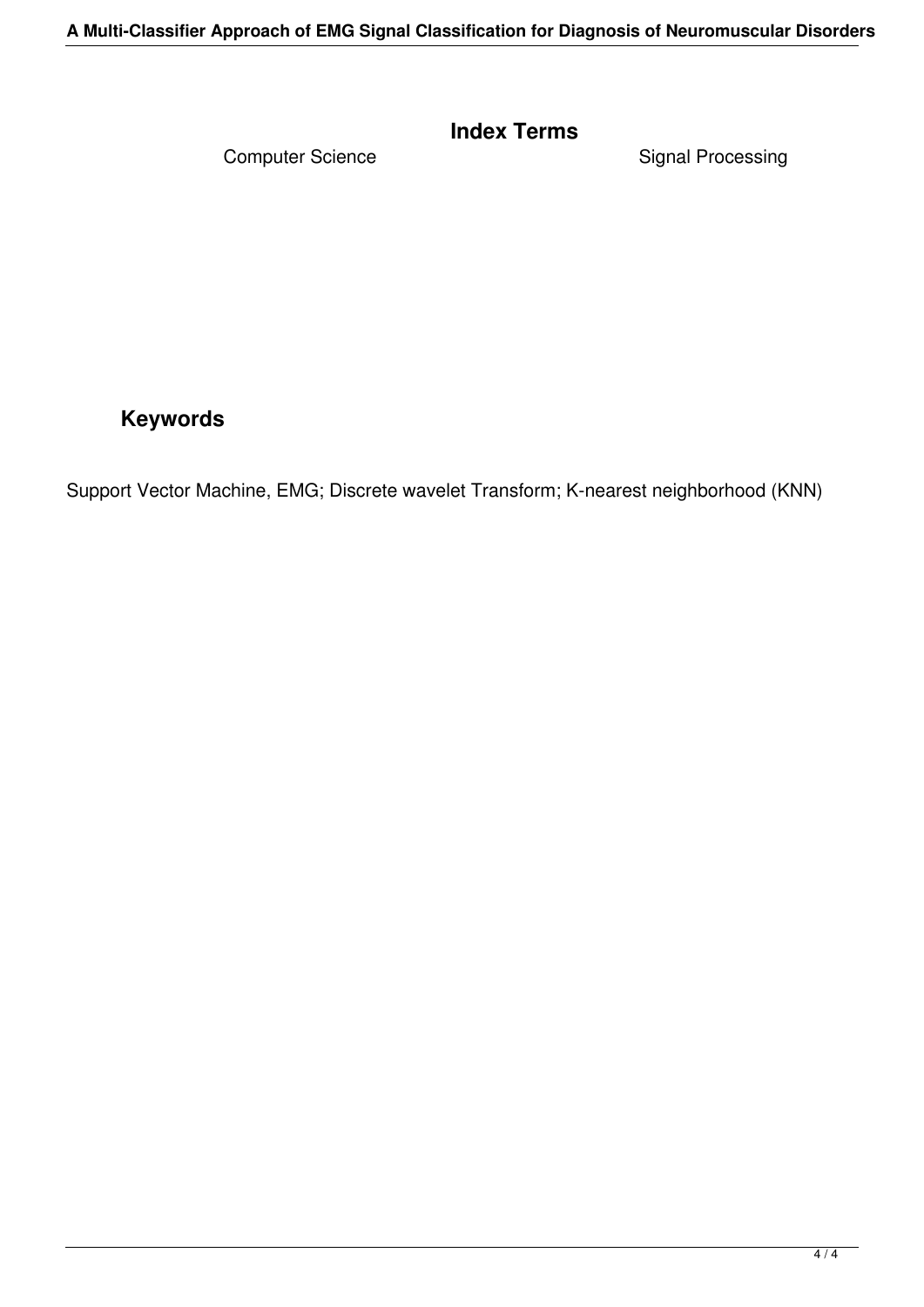## Index Terms

Computer Science

Signal Processing

## Keywords

Support Vector Machine, EMG; Discrete wavelet Transform; K-nearest neighborhood (KNN)